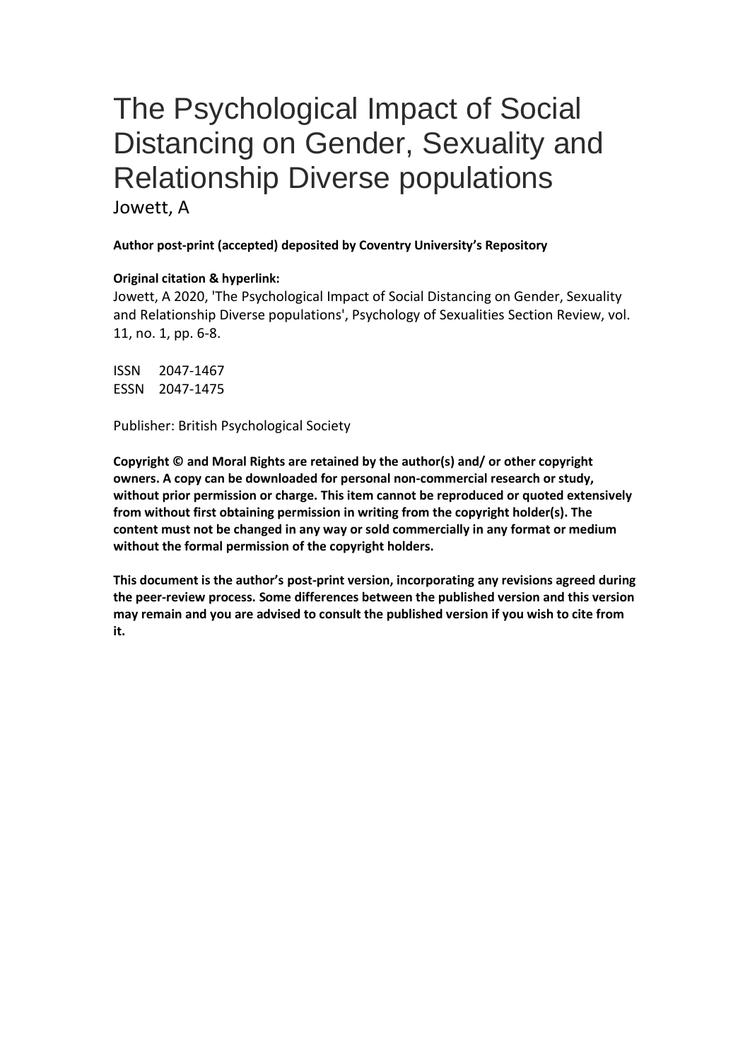# The Psychological Impact of Social Distancing on Gender, Sexuality and Relationship Diverse populations

Jowett, A

**Author post-print (accepted) deposited by Coventry University's Repository**

**Original citation & hyperlink:**

Jowett, A 2020, 'The Psychological Impact of Social Distancing on Gender, Sexuality and Relationship Diverse populations', Psychology of Sexualities Section Review, vol. 11, no. 1, pp. 6-8.

ISSN 2047-1467
ESSN 2047-1475

Publisher: British Psychological Society

**Copyright © and Moral Rights are retained by the author(s) and/ or other copyright owners. A copy can be downloaded for personal non-commercial research or study, without prior permission or charge. This item cannot be reproduced or quoted extensively from without first obtaining permission in writing from the copyright holder(s). The content must not be changed in any way or sold commercially in any format or medium without the formal permission of the copyright holders.**

**This document is the author's post-print version, incorporating any revisions agreed during the peer-review process. Some differences between the published version and this version may remain and you are advised to consult the published version if you wish to cite from it.**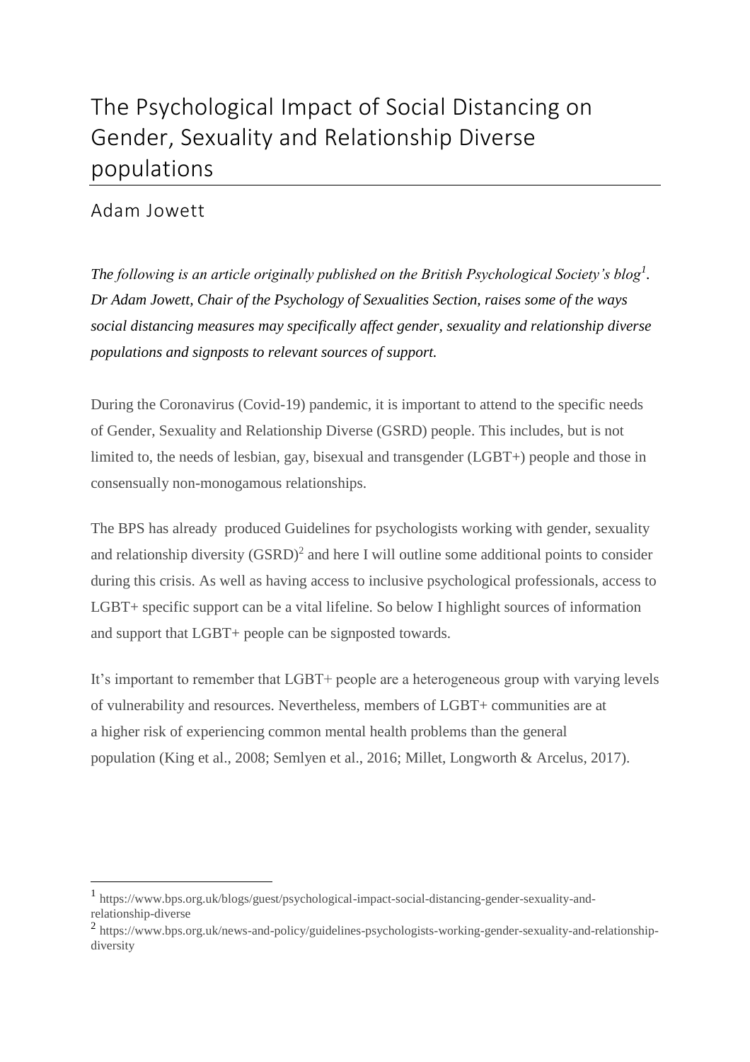# The Psychological Impact of Social Distancing on Gender, Sexuality and Relationship Diverse populations

## Adam Jowett

*The following is an article originally published on the British Psychological Society's blog[1]. Dr Adam Jowett, Chair of the Psychology of Sexualities Section, raises some of the ways social distancing measures may specifically affect gender, sexuality and relationship diverse populations and signposts to relevant sources of support.*

During the Coronavirus (Covid-19) pandemic, it is important to attend to the specific needs of Gender, Sexuality and Relationship Diverse (GSRD) people. This includes, but is not limited to, the needs of lesbian, gay, bisexual and transgender (LGBT+) people and those in consensually non-monogamous relationships.

The BPS has already produced Guidelines for psychologists working with gender, sexuality and relationship diversity (GSRD)[2] and here I will outline some additional points to consider during this crisis. As well as having access to inclusive psychological professionals, access to LGBT+ specific support can be a vital lifeline. So below I highlight sources of information and support that LGBT+ people can be signposted towards.

It's important to remember that LGBT+ people are a heterogeneous group with varying levels of vulnerability and resources. Nevertheless, members of LGBT+ communities are at a higher risk of experiencing common mental health problems than the general population (King et al., 2008; Semlyen et al., 2016; Millet, Longworth & Arcelus, 2017).

---

[1] https://www.bps.org.uk/blogs/guest/psychological-impact-social-distancing-gender-sexuality-and-relationship-diverse

[2] https://www.bps.org.uk/news-and-policy/guidelines-psychologists-working-gender-sexuality-and-relationship-diversity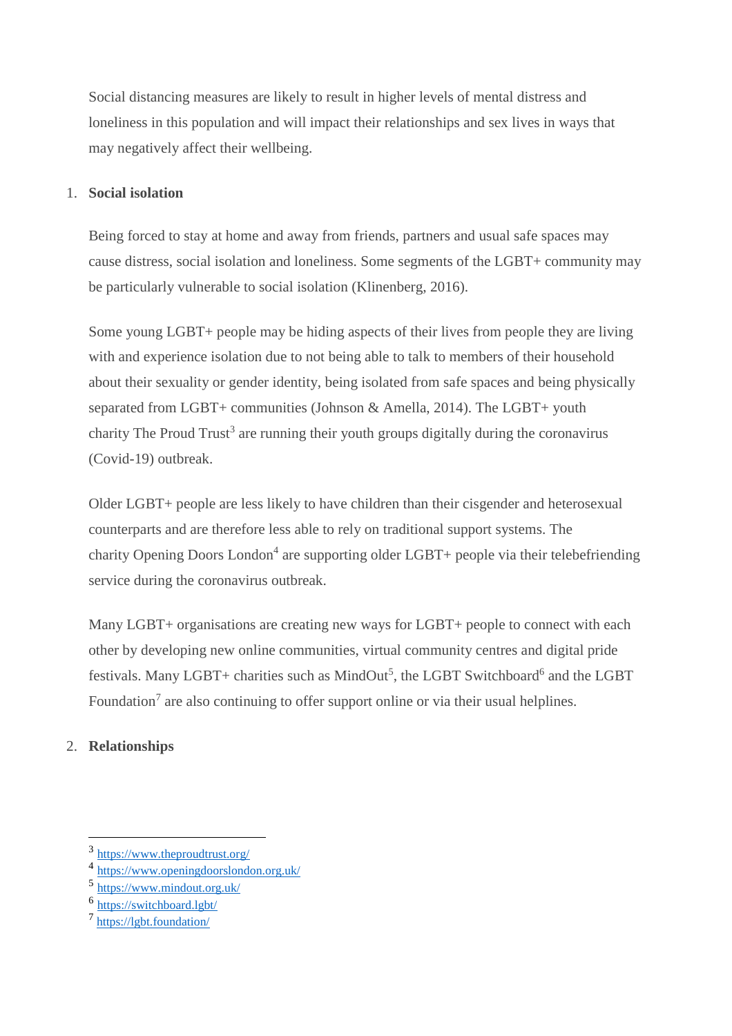Social distancing measures are likely to result in higher levels of mental distress and loneliness in this population and will impact their relationships and sex lives in ways that may negatively affect their wellbeing.

1. **Social isolation**

Being forced to stay at home and away from friends, partners and usual safe spaces may cause distress, social isolation and loneliness. Some segments of the LGBT+ community may be particularly vulnerable to social isolation (Klinenberg, 2016).

Some young LGBT+ people may be hiding aspects of their lives from people they are living with and experience isolation due to not being able to talk to members of their household about their sexuality or gender identity, being isolated from safe spaces and being physically separated from LGBT+ communities (Johnson & Amella, 2014). The LGBT+ youth charity The Proud Trust[3] are running their youth groups digitally during the coronavirus (Covid-19) outbreak.

Older LGBT+ people are less likely to have children than their cisgender and heterosexual counterparts and are therefore less able to rely on traditional support systems. The charity Opening Doors London[4] are supporting older LGBT+ people via their telebefriending service during the coronavirus outbreak.

Many LGBT+ organisations are creating new ways for LGBT+ people to connect with each other by developing new online communities, virtual community centres and digital pride festivals. Many LGBT+ charities such as MindOut[5], the LGBT Switchboard[6] and the LGBT Foundation[7] are also continuing to offer support online or via their usual helplines.

2. **Relationships**

---

[3] https://www.theproudtrust.org/
[4] https://www.openingdoorslondon.org.uk/
[5] https://www.mindout.org.uk/
[6] https://switchboard.lgbt/
[7] https://lgbt.foundation/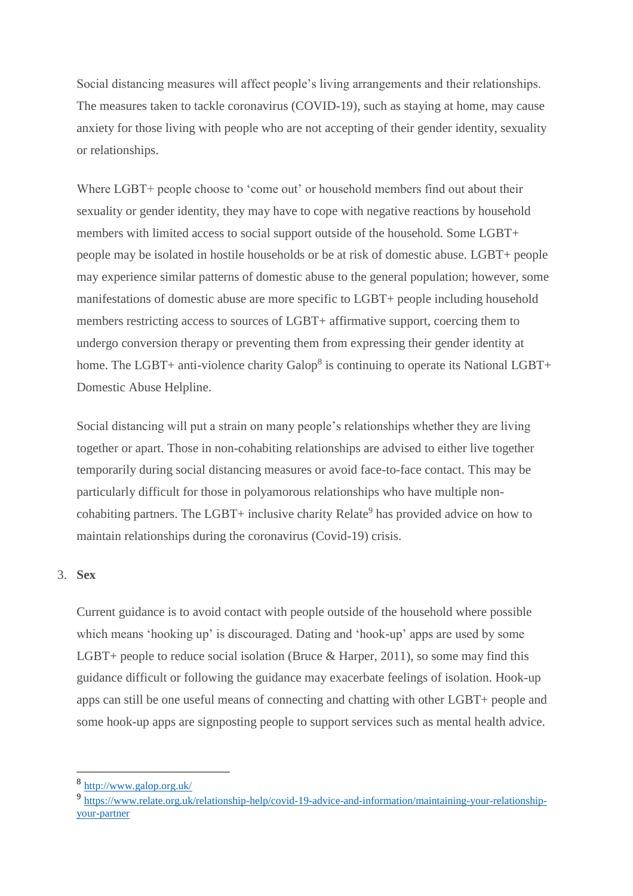Social distancing measures will affect people's living arrangements and their relationships. The measures taken to tackle coronavirus (COVID-19), such as staying at home, may cause anxiety for those living with people who are not accepting of their gender identity, sexuality or relationships.

Where LGBT+ people choose to 'come out' or household members find out about their sexuality or gender identity, they may have to cope with negative reactions by household members with limited access to social support outside of the household. Some LGBT+ people may be isolated in hostile households or be at risk of domestic abuse. LGBT+ people may experience similar patterns of domestic abuse to the general population; however, some manifestations of domestic abuse are more specific to LGBT+ people including household members restricting access to sources of LGBT+ affirmative support, coercing them to undergo conversion therapy or preventing them from expressing their gender identity at home. The LGBT+ anti-violence charity Galop[8] is continuing to operate its National LGBT+ Domestic Abuse Helpline.

Social distancing will put a strain on many people's relationships whether they are living together or apart. Those in non-cohabiting relationships are advised to either live together temporarily during social distancing measures or avoid face-to-face contact. This may be particularly difficult for those in polyamorous relationships who have multiple non-cohabiting partners. The LGBT+ inclusive charity Relate[9] has provided advice on how to maintain relationships during the coronavirus (Covid-19) crisis.

3. **Sex**

Current guidance is to avoid contact with people outside of the household where possible which means 'hooking up' is discouraged. Dating and 'hook-up' apps are used by some LGBT+ people to reduce social isolation (Bruce & Harper, 2011), so some may find this guidance difficult or following the guidance may exacerbate feelings of isolation. Hook-up apps can still be one useful means of connecting and chatting with other LGBT+ people and some hook-up apps are signposting people to support services such as mental health advice.

---

[8] http://www.galop.org.uk/

[9] https://www.relate.org.uk/relationship-help/covid-19-advice-and-information/maintaining-your-relationship-your-partner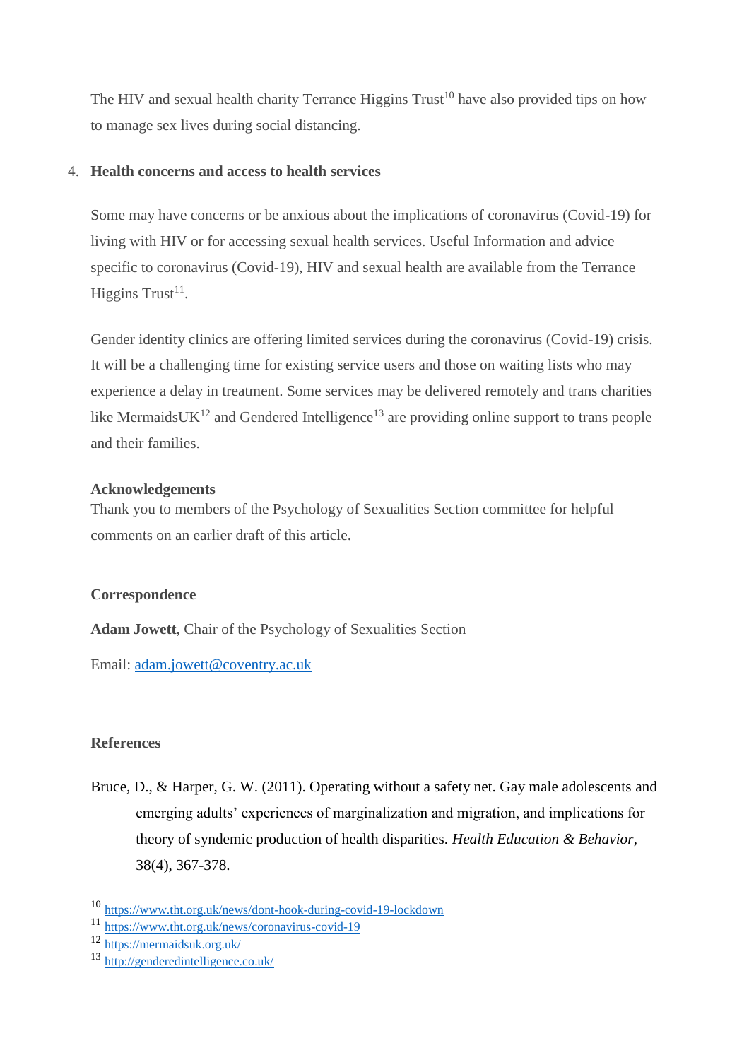The HIV and sexual health charity Terrance Higgins Trust[10] have also provided tips on how to manage sex lives during social distancing.

4. **Health concerns and access to health services**

Some may have concerns or be anxious about the implications of coronavirus (Covid-19) for living with HIV or for accessing sexual health services. Useful Information and advice specific to coronavirus (Covid-19), HIV and sexual health are available from the Terrance Higgins Trust[11].

Gender identity clinics are offering limited services during the coronavirus (Covid-19) crisis. It will be a challenging time for existing service users and those on waiting lists who may experience a delay in treatment. Some services may be delivered remotely and trans charities like MermaidsUK[12] and Gendered Intelligence[13] are providing online support to trans people and their families.

**Acknowledgements**

Thank you to members of the Psychology of Sexualities Section committee for helpful comments on an earlier draft of this article.

**Correspondence**

**Adam Jowett**, Chair of the Psychology of Sexualities Section

Email: adam.jowett@coventry.ac.uk

**References**

Bruce, D., & Harper, G. W. (2011). Operating without a safety net. Gay male adolescents and emerging adults' experiences of marginalization and migration, and implications for theory of syndemic production of health disparities. *Health Education & Behavior*, 38(4), 367-378.

---

[10] https://www.tht.org.uk/news/dont-hook-during-covid-19-lockdown

[11] https://www.tht.org.uk/news/coronavirus-covid-19

[12] https://mermaidsuk.org.uk/

[13] http://genderedintelligence.co.uk/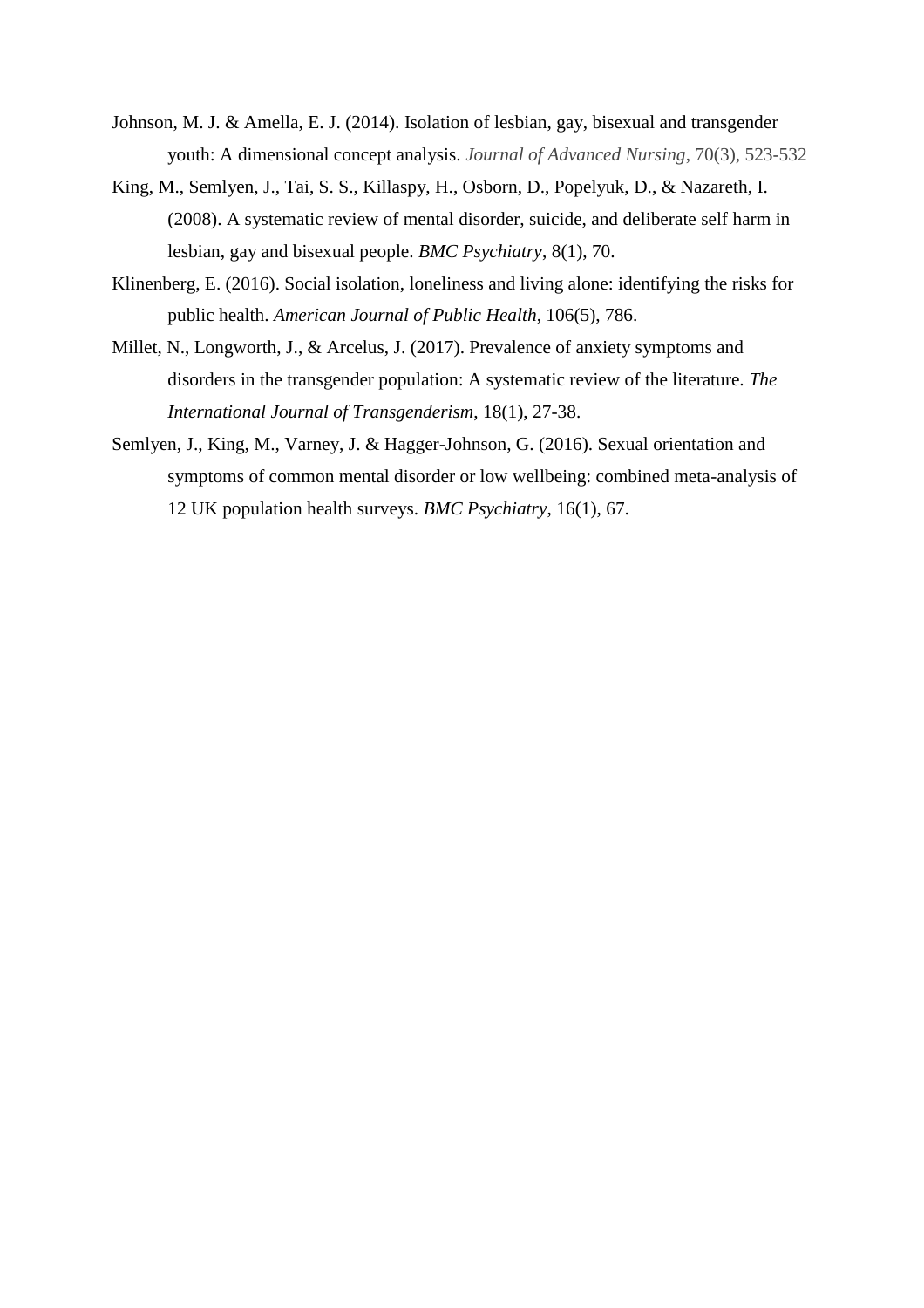Johnson, M. J. & Amella, E. J. (2014). Isolation of lesbian, gay, bisexual and transgender youth: A dimensional concept analysis. *Journal of Advanced Nursing*, 70(3), 523-532

King, M., Semlyen, J., Tai, S. S., Killaspy, H., Osborn, D., Popelyuk, D., & Nazareth, I. (2008). A systematic review of mental disorder, suicide, and deliberate self harm in lesbian, gay and bisexual people. *BMC Psychiatry*, 8(1), 70.

Klinenberg, E. (2016). Social isolation, loneliness and living alone: identifying the risks for public health. *American Journal of Public Health*, 106(5), 786.

Millet, N., Longworth, J., & Arcelus, J. (2017). Prevalence of anxiety symptoms and disorders in the transgender population: A systematic review of the literature. *The International Journal of Transgenderism*, 18(1), 27-38.

Semlyen, J., King, M., Varney, J. & Hagger-Johnson, G. (2016). Sexual orientation and symptoms of common mental disorder or low wellbeing: combined meta-analysis of 12 UK population health surveys. *BMC Psychiatry*, 16(1), 67.